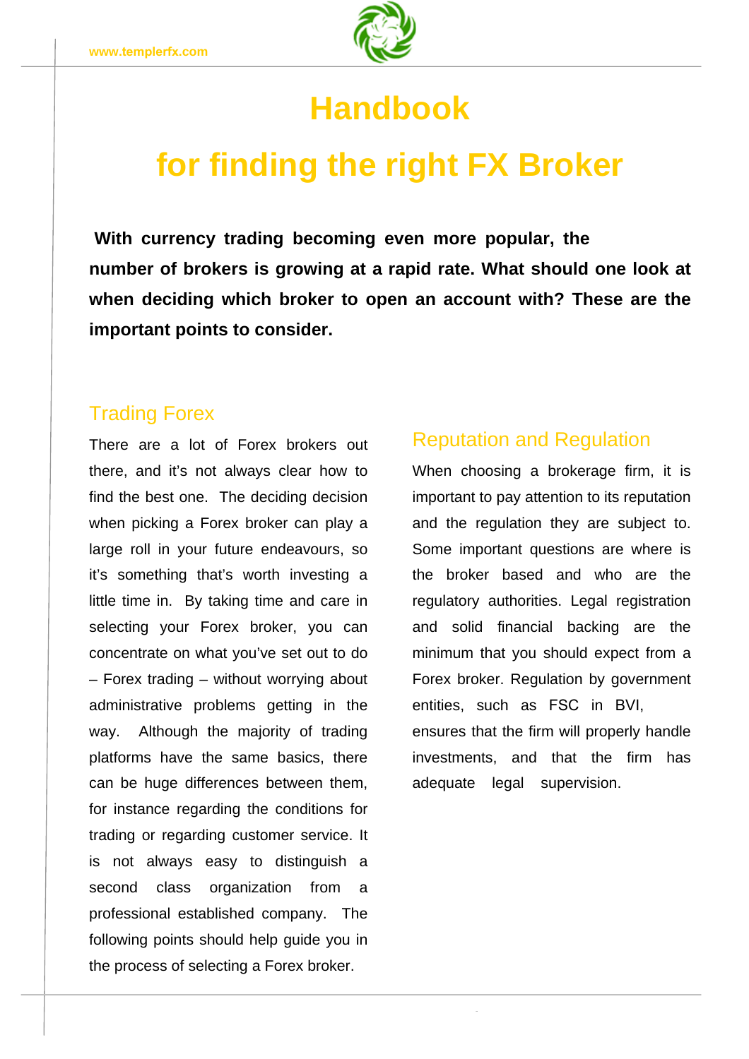# Handbook

# for finding the right FX Broker

**With currency trading becoming even more popular, the number of brokers is growing at a rapid rate. What should one look at when deciding which broker to open an account with? These are the important points to consider.**

## Trading Forex

There are a lot of Forex brokers out there, and it's not always clear how to find the best one. The deciding decision when picking a Forex broker can play a large roll in your future endeavours, so it's something that's worth investing a little time in. By taking time and care in selecting your Forex broker, you can concentrate on what you've set out to do – Forex trading – without worrying about administrative problems getting in the way. Although the majority of trading platforms have the same basics, there can be huge differences between them, for instance regarding the conditions for trading or regarding customer service. It is not always easy to distinguish a second class organization from a professional established company. The following points should help guide you in the process of selecting a Forex broker.

## Reputation and Regulation

When choosing a brokerage firm, it is important to pay attention to its reputation and the regulation they are subject to. Some important questions are where is the broker based and who are the regulatory authorities. Legal registration and solid financial backing are the minimum that you should expect from a Forex broker. Regulation by government entities, such as FSC in BVI, ensures that the firm will properly handle investments, and that the firm has adequate legal supervision.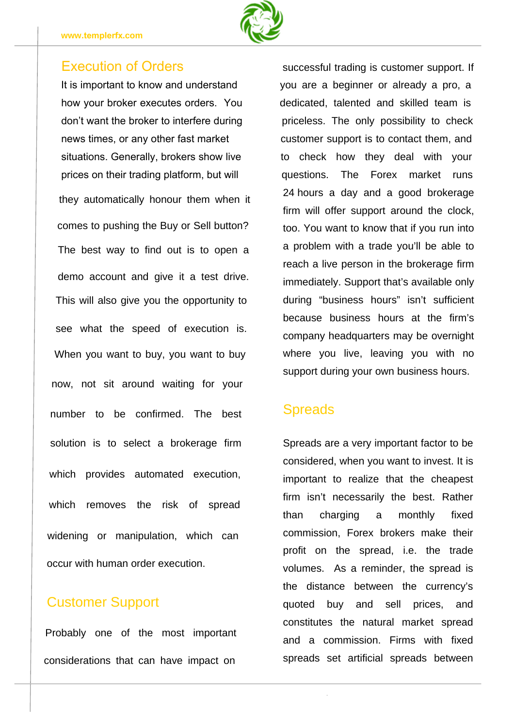## Execution of Orders

It is important to know and understand how your broker executes orders. You don't want the broker to interfere during news times, or any other fast market situations. Generally, brokers show live prices on their trading platform, but will they automatically honour them when it comes to pushing the Buy or Sell button? The best way to find out is to open a demo account and give it a test drive. This will also give you the opportunity to see what the speed of execution is. When you want to buy, you want to buy now, not sit around waiting for your number to be confirmed. The best solution is to select a brokerage firm which provides automated execution, which removes the risk of spread widening or manipulation, which can occur with human order execution.

## Customer Support

Probably one of the most important considerations that can have impact on successful trading is customer support. If you are a beginner or already a pro, a dedicated, talented and skilled team is priceless. The only possibility to check customer support is to contact them, and to check how they deal with your questions. The Forex market runs 24 hours a day and a good brokerage firm will offer support around the clock, too. You want to know that if you run into a problem with a trade you'll be able to reach a live person in the brokerage firm immediately. Support that's available only during "business hours" isn't sufficient because business hours at the firm's company headquarters may be overnight where you live, leaving you with no support during your own business hours.

## Spreads

Spreads are a very important factor to be considered, when you want to invest. It is important to realize that the cheapest firm isn't necessarily the best. Rather than charging a monthly fixed commission, Forex brokers make their profit on the spread, i.e. the trade volumes. As a reminder, the spread is the distance between the currency's quoted buy and sell prices, and constitutes the natural market spread and a commission. Firms with fixed spreads set artificial spreads between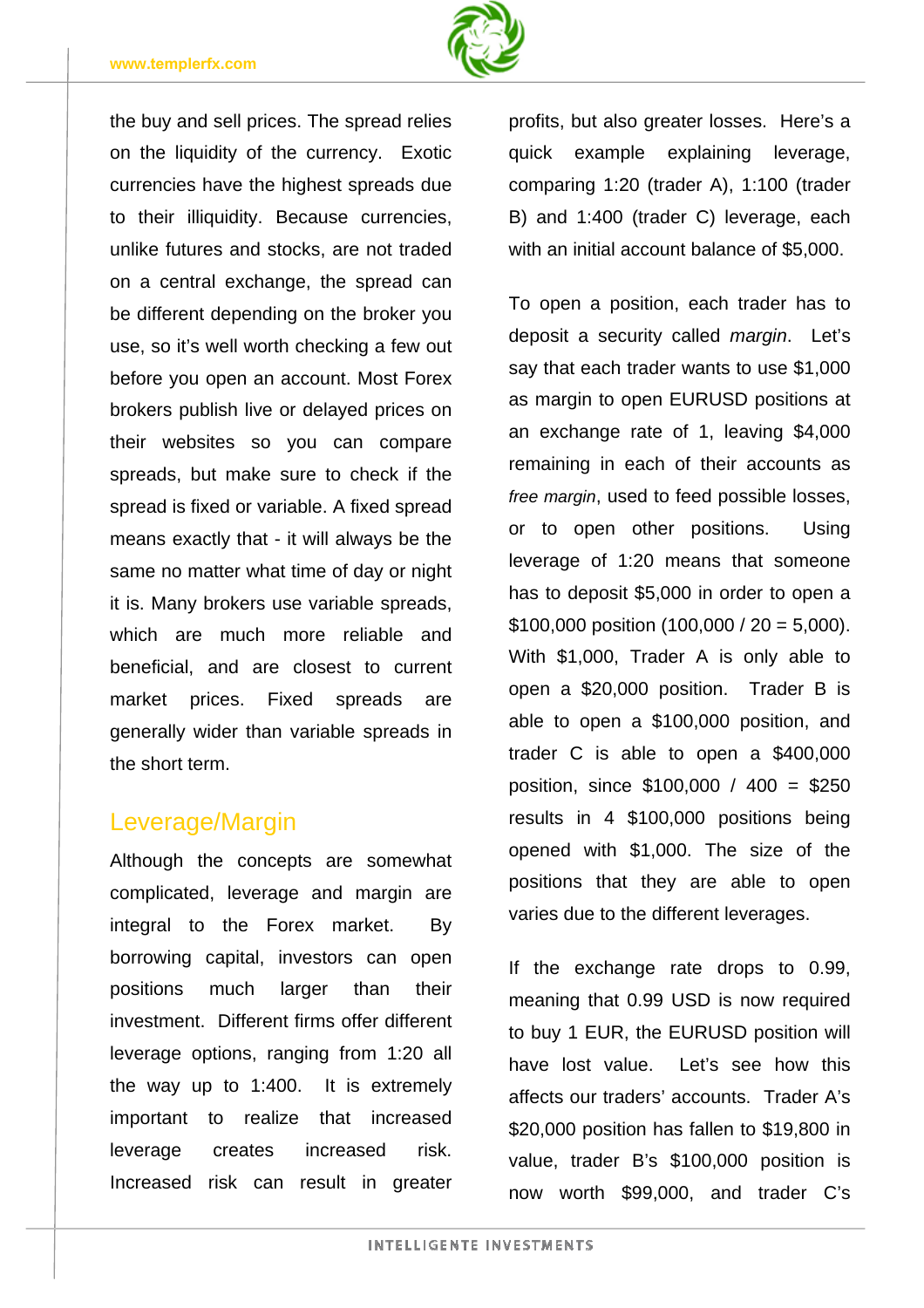the buy and sell prices. The spread relies on the liquidity of the currency. Exotic currencies have the highest spreads due to their illiquidity. Because currencies, unlike futures and stocks, are not traded on a central exchange, the spread can be different depending on the broker you use, so it's well worth checking a few out before you open an account. Most Forex brokers publish live or delayed prices on their websites so you can compare spreads, but make sure to check if the spread is fixed or variable. A fixed spread means exactly that - it will always be the same no matter what time of day or night it is. Many brokers use variable spreads, which are much more reliable and beneficial, and are closest to current market prices. Fixed spreads are generally wider than variable spreads in the short term.

## Leverage/Margin

Although the concepts are somewhat complicated, leverage and margin are integral to the Forex market. By borrowing capital, investors can open positions much larger than their investment. Different firms offer different leverage options, ranging from 1:20 all the way up to 1:400. It is extremely important to realize that increased leverage creates increased risk. Increased risk can result in greater profits, but also greater losses. Here's a quick example explaining leverage, comparing 1:20 (trader A), 1:100 (trader B) and 1:400 (trader C) leverage, each with an initial account balance of $5,000.

To open a position, each trader has to deposit a security called *margin*. Let's say that each trader wants to use $1,000 as margin to open EURUSD positions at an exchange rate of 1, leaving $4,000 remaining in each of their accounts as *free margin*, used to feed possible losses, or to open other positions. Using leverage of 1:20 means that someone has to deposit $5,000 in order to open a $100,000 position (100,000 / 20 = 5,000). With $1,000, Trader A is only able to open a $20,000 position. Trader B is able to open a $100,000 position, and trader C is able to open a $400,000 position, since $100,000 / 400 = $250 results in 4 $100,000 positions being opened with $1,000. The size of the positions that they are able to open varies due to the different leverages.

If the exchange rate drops to 0.99, meaning that 0.99 USD is now required to buy 1 EUR, the EURUSD position will have lost value. Let's see how this affects our traders' accounts. Trader A's $20,000 position has fallen to $19,800 in value, trader B's $100,000 position is now worth $99,000, and trader C's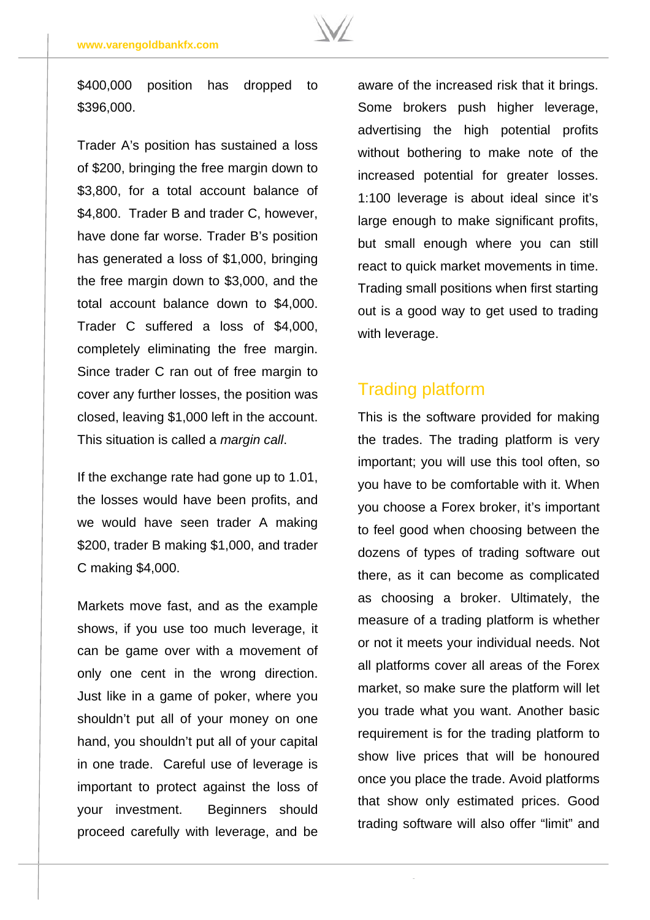$400,000 position has dropped to $396,000.

Trader A's position has sustained a loss of $200, bringing the free margin down to $3,800, for a total account balance of $4,800. Trader B and trader C, however, have done far worse. Trader B's position has generated a loss of $1,000, bringing the free margin down to $3,000, and the total account balance down to $4,000. Trader C suffered a loss of $4,000, completely eliminating the free margin. Since trader C ran out of free margin to cover any further losses, the position was closed, leaving $1,000 left in the account. This situation is called a *margin call*.

If the exchange rate had gone up to 1.01, the losses would have been profits, and we would have seen trader A making $200, trader B making $1,000, and trader C making $4,000.

Markets move fast, and as the example shows, if you use too much leverage, it can be game over with a movement of only one cent in the wrong direction. Just like in a game of poker, where you shouldn't put all of your money on one hand, you shouldn't put all of your capital in one trade. Careful use of leverage is important to protect against the loss of your investment. Beginners should proceed carefully with leverage, and be aware of the increased risk that it brings. Some brokers push higher leverage, advertising the high potential profits without bothering to make note of the increased potential for greater losses. 1:100 leverage is about ideal since it's large enough to make significant profits, but small enough where you can still react to quick market movements in time. Trading small positions when first starting out is a good way to get used to trading with leverage.

## Trading platform

This is the software provided for making the trades. The trading platform is very important; you will use this tool often, so you have to be comfortable with it. When you choose a Forex broker, it's important to feel good when choosing between the dozens of types of trading software out there, as it can become as complicated as choosing a broker. Ultimately, the measure of a trading platform is whether or not it meets your individual needs. Not all platforms cover all areas of the Forex market, so make sure the platform will let you trade what you want. Another basic requirement is for the trading platform to show live prices that will be honoured once you place the trade. Avoid platforms that show only estimated prices. Good trading software will also offer "limit" and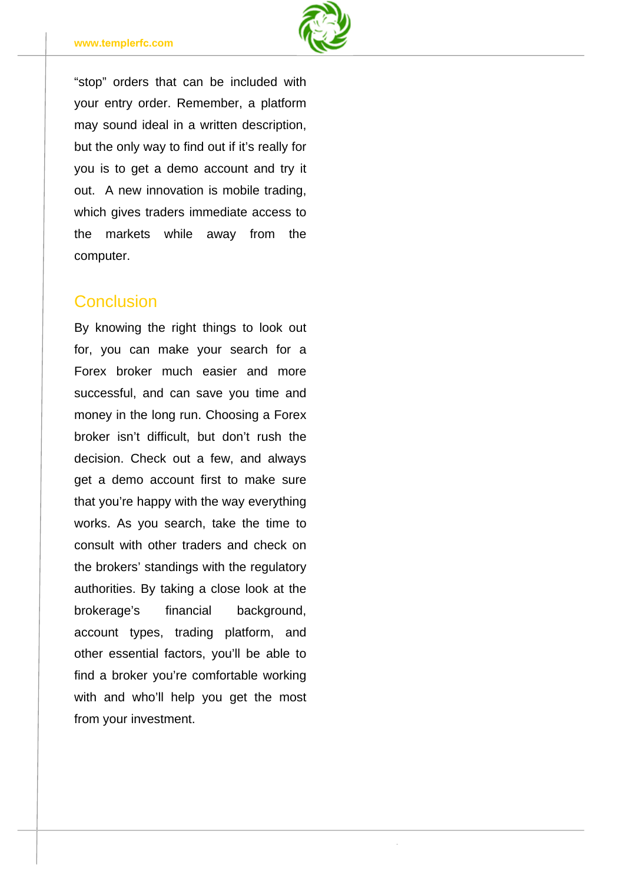"stop" orders that can be included with your entry order. Remember, a platform may sound ideal in a written description, but the only way to find out if it's really for you is to get a demo account and try it out. A new innovation is mobile trading, which gives traders immediate access to the markets while away from the computer.

## Conclusion

By knowing the right things to look out for, you can make your search for a Forex broker much easier and more successful, and can save you time and money in the long run. Choosing a Forex broker isn't difficult, but don't rush the decision. Check out a few, and always get a demo account first to make sure that you're happy with the way everything works. As you search, take the time to consult with other traders and check on the brokers' standings with the regulatory authorities. By taking a close look at the brokerage's financial background, account types, trading platform, and other essential factors, you'll be able to find a broker you're comfortable working with and who'll help you get the most from your investment.